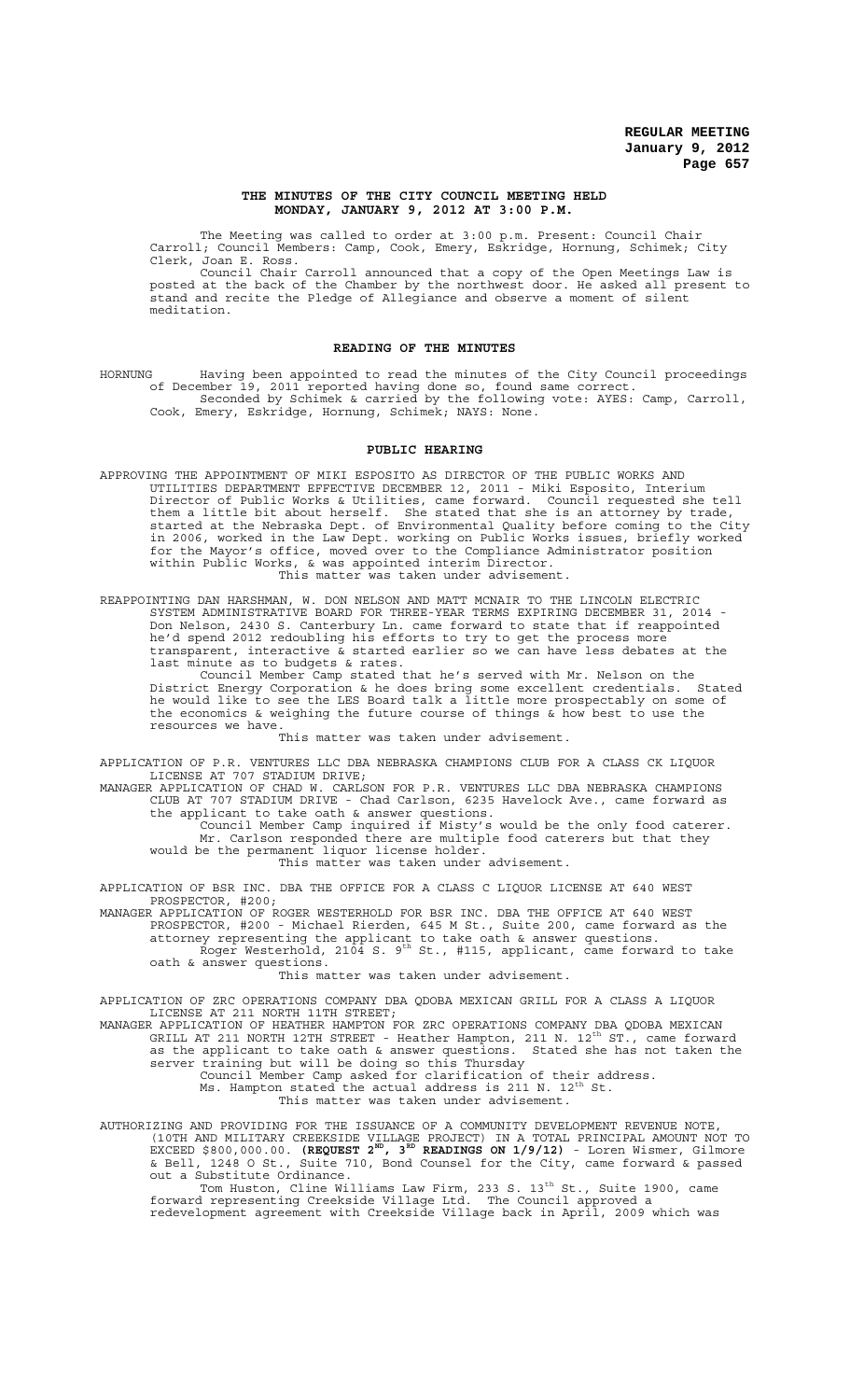## THE MINUTES OF THE CITY COUNCIL MEETING HELD MONDAY, JANUARY 9, 2012 AT 3:00 P.M.

The Meeting was called to order at 3:00 p.m. Present: Council Chair Carroll; Council Members: Camp, Cook, Emery, Eskridge, Hornung, Schimek; City Clerk, Joan E. Ross.

Council Chair Carroll announced that a copy of the Open Meetings Law is posted at the back of the Chamber by the northwest door. He asked all present to stand and recite the Pledge of Allegiance and observe a moment of silent meditation.

## READING OF THE MINUTES

HORNUNG Having been appointed to read the minutes of the City Council proceedings of December 19, 2011 reported having done so, found same correct.

Seconded by Schimek & carried by the following vote: AYES: Camp, Carroll, Cook, Emery, Eskridge, Hornung, Schimek; NAYS: None.

## PUBLIC HEARING

APPROVING THE APPOINTMENT OF MIKI ESPOSITO AS DIRECTOR OF THE PUBLIC WORKS AND UTILITIES DEPARTMENT EFFECTIVE DECEMBER 12, 2011 - Miki Esposito, Interium Director of Public Works & Utilities, came forward. Council requested she tell them a little bit about herself. She stated that she is an attorney by trade, started at the Nebraska Dept. of Environmental Quality before coming to the City in 2006, worked in the Law Dept. working on Public Works issues, briefly worked for the Mayor's office, moved over to the Compliance Administrator position within Public Works, & was appointed interim Director.

This matter was taken under advisement.

REAPPOINTING DAN HARSHMAN, W. DON NELSON AND MATT MCNAIR TO THE LINCOLN ELECTRIC SYSTEM ADMINISTRATIVE BOARD FOR THREE-YEAR TERMS EXPIRING DECEMBER 31, 2014 - Don Nelson, 2430 S. Canterbury Ln. came forward to state that if reappointed he'd spend 2012 redoubling his efforts to try to get the process more transparent, interactive & started earlier so we can have less debates at the last minute as to budgets & rates.

Council Member Camp stated that he's served with Mr. Nelson on the District Energy Corporation & he does bring some excellent credentials. Stated he would like to see the LES Board talk a little more prospectably on some of the economics & weighing the future course of things & how best to use the resources we have.

This matter was taken under advisement.

APPLICATION OF P.R. VENTURES LLC DBA NEBRASKA CHAMPIONS CLUB FOR A CLASS CK LIQUOR LICENSE AT 707 STADIUM DRIVE;

MANAGER APPLICATION OF CHAD W. CARLSON FOR P.R. VENTURES LLC DBA NEBRASKA CHAMPIONS CLUB AT 707 STADIUM DRIVE - Chad Carlson, 6235 Havelock Ave., came forward as the applicant to take oath & answer questions.

Council Member Camp inquired if Misty's would be the only food caterer. Mr. Carlson responded there are multiple food caterers but that they would be the permanent liquor license holder.

This matter was taken under advisement.

APPLICATION OF BSR INC. DBA THE OFFICE FOR A CLASS C LIQUOR LICENSE AT 640 WEST PROSPECTOR, #200;

MANAGER APPLICATION OF ROGER WESTERHOLD FOR BSR INC. DBA THE OFFICE AT 640 WEST PROSPECTOR, #200 - Michael Rierden, 645 M St., Suite 200, came forward as the attorney representing the applicant to take oath & answer questions.

Roger Westerhold, 2104 S. 9th St., #115, applicant, came forward to take oath & answer questions.

This matter was taken under advisement.

APPLICATION OF ZRC OPERATIONS COMPANY DBA QDOBA MEXICAN GRILL FOR A CLASS A LIQUOR LICENSE AT 211 NORTH 11TH STREET;

MANAGER APPLICATION OF HEATHER HAMPTON FOR ZRC OPERATIONS COMPANY DBA QDOBA MEXICAN GRILL AT 211 NORTH 12TH STREET - Heather Hampton, 211 N. 12th ST., came forward as the applicant to take oath & answer questions. Stated she has not taken the server training but will be doing so this Thursday

Council Member Camp asked for clarification of their address.

Ms. Hampton stated the actual address is 211 N. 12th St.

This matter was taken under advisement.

AUTHORIZING AND PROVIDING FOR THE ISSUANCE OF A COMMUNITY DEVELOPMENT REVENUE NOTE, (10TH AND MILITARY CREEKSIDE VILLAGE PROJECT) IN A TOTAL PRINCIPAL AMOUNT NOT TO EXCEED $800,000.00. **(REQUEST 2ND, 3RD READINGS ON 1/9/12)** - Loren Wismer, Gilmore & Bell, 1248 O St., Suite 710, Bond Counsel for the City, came forward & passed out a Substitute Ordinance.

Tom Huston, Cline Williams Law Firm, 233 S. 13th St., Suite 1900, came forward representing Creekside Village Ltd. The Council approved a redevelopment agreement with Creekside Village back in April, 2009 which was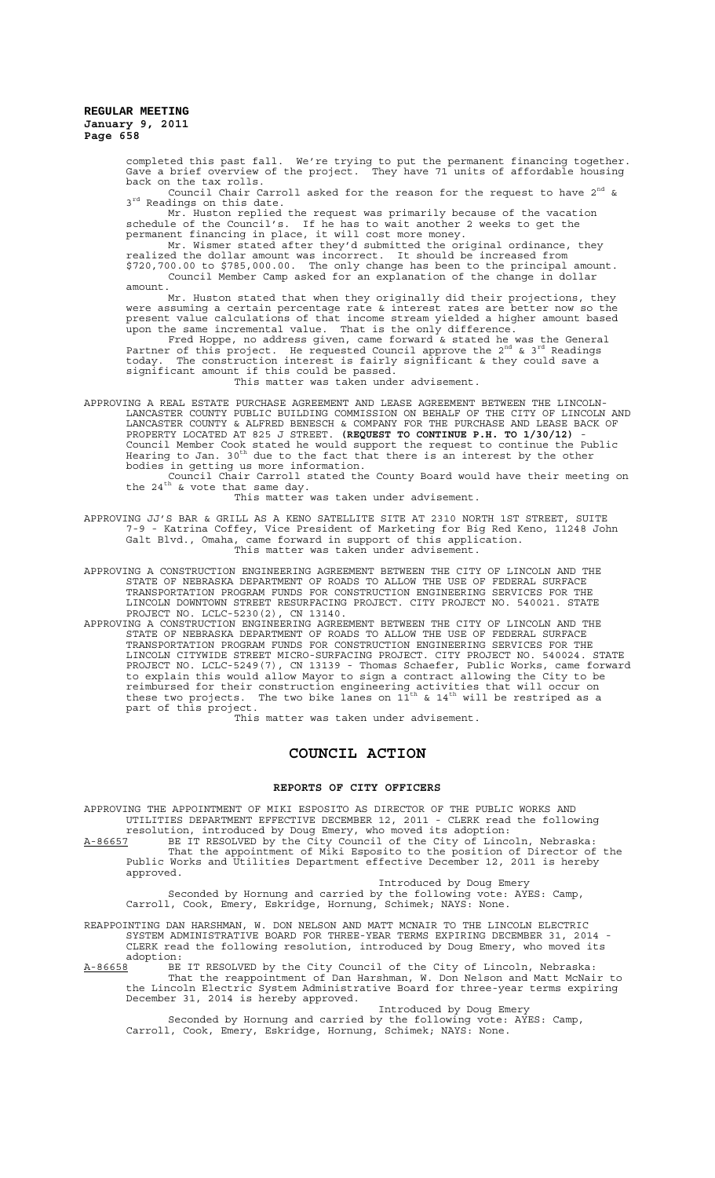completed this past fall. We're trying to put the permanent financing together. Gave a brief overview of the project. They have 71 units of affordable housing back on the tax rolls.

Council Chair Carroll asked for the reason for the request to have 2nd & 3rd Readings on this date.

Mr. Huston replied the request was primarily because of the vacation schedule of the Council's. If he has to wait another 2 weeks to get the permanent financing in place, it will cost more money.

Mr. Wismer stated after they'd submitted the original ordinance, they realized the dollar amount was incorrect. It should be increased from $720,700.00 to $785,000.00. The only change has been to the principal amount.

Council Member Camp asked for an explanation of the change in dollar amount.

Mr. Huston stated that when they originally did their projections, they were assuming a certain percentage rate & interest rates are better now so the present value calculations of that income stream yielded a higher amount based upon the same incremental value. That is the only difference.

Fred Hoppe, no address given, came forward & stated he was the General Partner of this project. He requested Council approve the 2nd & 3rd Readings today. The construction interest is fairly significant & they could save a significant amount if this could be passed.

This matter was taken under advisement.

APPROVING A REAL ESTATE PURCHASE AGREEMENT AND LEASE AGREEMENT BETWEEN THE LINCOLN-LANCASTER COUNTY PUBLIC BUILDING COMMISSION ON BEHALF OF THE CITY OF LINCOLN AND LANCASTER COUNTY & ALFRED BENESCH & COMPANY FOR THE PURCHASE AND LEASE BACK OF PROPERTY LOCATED AT 825 J STREET. **(REQUEST TO CONTINUE P.H. TO 1/30/12)** - Council Member Cook stated he would support the request to continue the Public Hearing to Jan. 30th due to the fact that there is an interest by the other bodies in getting us more information.

Council Chair Carroll stated the County Board would have their meeting on the 24th & vote that same day.

This matter was taken under advisement.

APPROVING JJ'S BAR & GRILL AS A KENO SATELLITE SITE AT 2310 NORTH 1ST STREET, SUITE 7-9 - Katrina Coffey, Vice President of Marketing for Big Red Keno, 11248 John Galt Blvd., Omaha, came forward in support of this application.

This matter was taken under advisement.

APPROVING A CONSTRUCTION ENGINEERING AGREEMENT BETWEEN THE CITY OF LINCOLN AND THE STATE OF NEBRASKA DEPARTMENT OF ROADS TO ALLOW THE USE OF FEDERAL SURFACE TRANSPORTATION PROGRAM FUNDS FOR CONSTRUCTION ENGINEERING SERVICES FOR THE LINCOLN DOWNTOWN STREET RESURFACING PROJECT. CITY PROJECT NO. 540021. STATE PROJECT NO. LCLC-5230(2), CN 13140.

APPROVING A CONSTRUCTION ENGINEERING AGREEMENT BETWEEN THE CITY OF LINCOLN AND THE STATE OF NEBRASKA DEPARTMENT OF ROADS TO ALLOW THE USE OF FEDERAL SURFACE TRANSPORTATION PROGRAM FUNDS FOR CONSTRUCTION ENGINEERING SERVICES FOR THE LINCOLN CITYWIDE STREET MICRO-SURFACING PROJECT. CITY PROJECT NO. 540024. STATE PROJECT NO. LCLC-5249(7), CN 13139 - Thomas Schaefer, Public Works, came forward to explain this would allow Mayor to sign a contract allowing the City to be reimbursed for their construction engineering activities that will occur on these two projects. The two bike lanes on 11th & 14th will be restriped as a part of this project.

This matter was taken under advisement.

# COUNCIL ACTION

## REPORTS OF CITY OFFICERS

APPROVING THE APPOINTMENT OF MIKI ESPOSITO AS DIRECTOR OF THE PUBLIC WORKS AND UTILITIES DEPARTMENT EFFECTIVE DECEMBER 12, 2011 - CLERK read the following resolution, introduced by Doug Emery, who moved its adoption:

A-86657 BE IT RESOLVED by the City Council of the City of Lincoln, Nebraska:

That the appointment of Miki Esposito to the position of Director of the Public Works and Utilities Department effective December 12, 2011 is hereby approved.

Introduced by Doug Emery

Seconded by Hornung and carried by the following vote: AYES: Camp, Carroll, Cook, Emery, Eskridge, Hornung, Schimek; NAYS: None.

REAPPOINTING DAN HARSHMAN, W. DON NELSON AND MATT MCNAIR TO THE LINCOLN ELECTRIC SYSTEM ADMINISTRATIVE BOARD FOR THREE-YEAR TERMS EXPIRING DECEMBER 31, 2014 - CLERK read the following resolution, introduced by Doug Emery, who moved its adoption:

A-86658 BE IT RESOLVED by the City Council of the City of Lincoln, Nebraska:

That the reappointment of Dan Harshman, W. Don Nelson and Matt McNair to the Lincoln Electric System Administrative Board for three-year terms expiring December 31, 2014 is hereby approved.

Introduced by Doug Emery

Seconded by Hornung and carried by the following vote: AYES: Camp, Carroll, Cook, Emery, Eskridge, Hornung, Schimek; NAYS: None.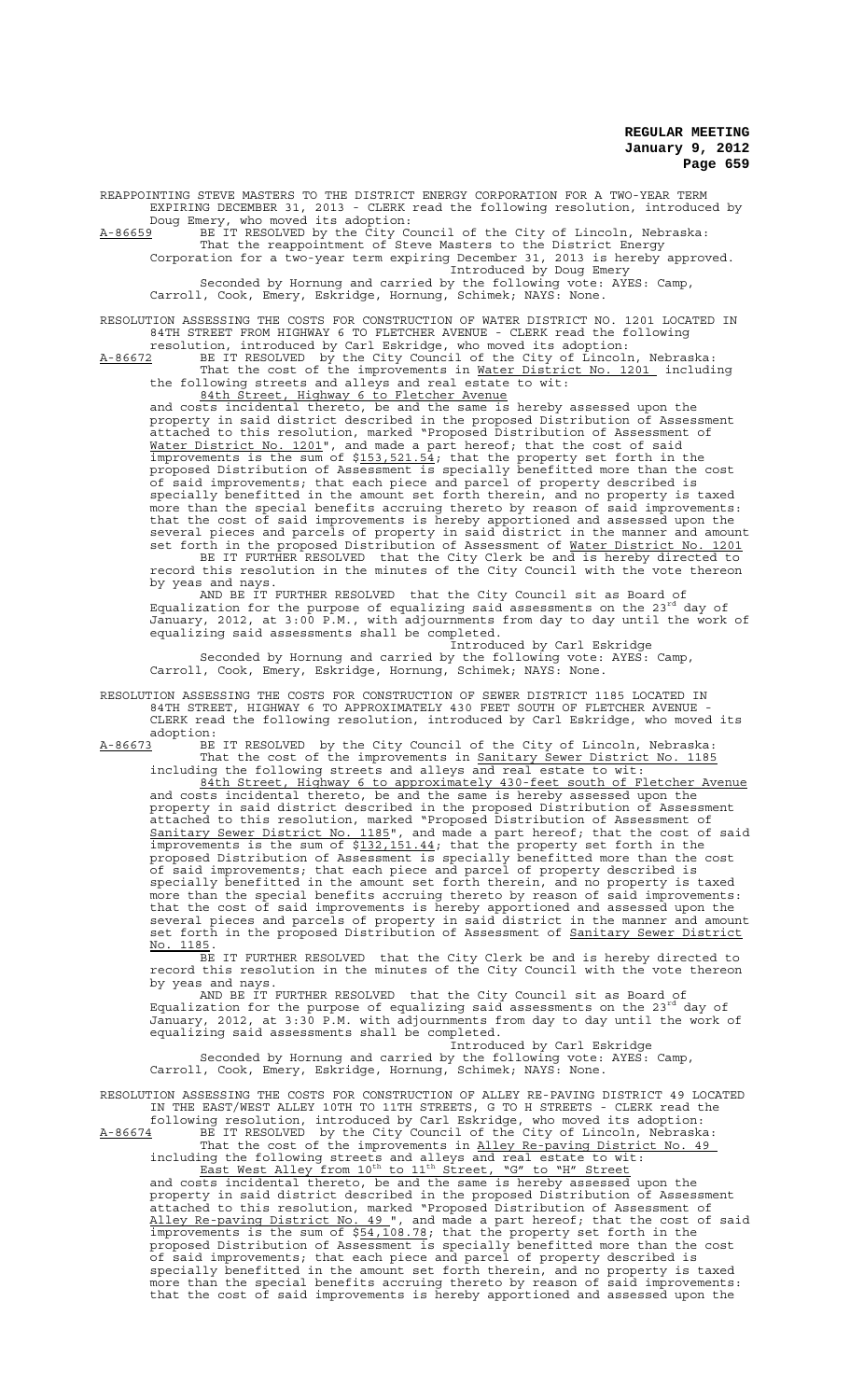REAPPOINTING STEVE MASTERS TO THE DISTRICT ENERGY CORPORATION FOR A TWO-YEAR TERM EXPIRING DECEMBER 31, 2013 - CLERK read the following resolution, introduced by Doug Emery, who moved its adoption:

A-86659 BE IT RESOLVED by the City Council of the City of Lincoln, Nebraska:

That the reappointment of Steve Masters to the District Energy Corporation for a two-year term expiring December 31, 2013 is hereby approved.

Introduced by Doug Emery

Seconded by Hornung and carried by the following vote: AYES: Camp, Carroll, Cook, Emery, Eskridge, Hornung, Schimek; NAYS: None.

RESOLUTION ASSESSING THE COSTS FOR CONSTRUCTION OF WATER DISTRICT NO. 1201 LOCATED IN 84TH STREET FROM HIGHWAY 6 TO FLETCHER AVENUE - CLERK read the following resolution, introduced by Carl Eskridge, who moved its adoption:

A-86672 BE IT RESOLVED by the City Council of the City of Lincoln, Nebraska:

That the cost of the improvements in Water District No. 1201 including the following streets and alleys and real estate to wit:

84th Street, Highway 6 to Fletcher Avenue

and costs incidental thereto, be and the same is hereby assessed upon the property in said district described in the proposed Distribution of Assessment attached to this resolution, marked "Proposed Distribution of Assessment of Water District No. 1201", and made a part hereof; that the cost of said improvements is the sum of $153,521.54; that the property set forth in the proposed Distribution of Assessment is specially benefitted more than the cost of said improvements; that each piece and parcel of property described is specially benefitted in the amount set forth therein, and no property is taxed more than the special benefits accruing thereto by reason of said improvements: that the cost of said improvements is hereby apportioned and assessed upon the several pieces and parcels of property in said district in the manner and amount set forth in the proposed Distribution of Assessment of Water District No. 1201

BE IT FURTHER RESOLVED that the City Clerk be and is hereby directed to record this resolution in the minutes of the City Council with the vote thereon by yeas and nays.

AND BE IT FURTHER RESOLVED that the City Council sit as Board of Equalization for the purpose of equalizing said assessments on the 23rd day of January, 2012, at 3:00 P.M., with adjournments from day to day until the work of equalizing said assessments shall be completed.

Introduced by Carl Eskridge

Seconded by Hornung and carried by the following vote: AYES: Camp, Carroll, Cook, Emery, Eskridge, Hornung, Schimek; NAYS: None.

RESOLUTION ASSESSING THE COSTS FOR CONSTRUCTION OF SEWER DISTRICT 1185 LOCATED IN 84TH STREET, HIGHWAY 6 TO APPROXIMATELY 430 FEET SOUTH OF FLETCHER AVENUE - CLERK read the following resolution, introduced by Carl Eskridge, who moved its adoption:

A-86673 BE IT RESOLVED by the City Council of the City of Lincoln, Nebraska:

That the cost of the improvements in Sanitary Sewer District No. 1185 including the following streets and alleys and real estate to wit:

84th Street, Highway 6 to approximately 430-feet south of Fletcher Avenue

and costs incidental thereto, be and the same is hereby assessed upon the property in said district described in the proposed Distribution of Assessment attached to this resolution, marked "Proposed Distribution of Assessment of Sanitary Sewer District No. 1185", and made a part hereof; that the cost of said improvements is the sum of $132,151.44; that the property set forth in the proposed Distribution of Assessment is specially benefitted more than the cost of said improvements; that each piece and parcel of property described is specially benefitted in the amount set forth therein, and no property is taxed more than the special benefits accruing thereto by reason of said improvements: that the cost of said improvements is hereby apportioned and assessed upon the several pieces and parcels of property in said district in the manner and amount set forth in the proposed Distribution of Assessment of Sanitary Sewer District No. 1185.

BE IT FURTHER RESOLVED that the City Clerk be and is hereby directed to record this resolution in the minutes of the City Council with the vote thereon by yeas and nays.

AND BE IT FURTHER RESOLVED that the City Council sit as Board of Equalization for the purpose of equalizing said assessments on the 23rd day of January, 2012, at 3:30 P.M. with adjournments from day to day until the work of equalizing said assessments shall be completed.

Introduced by Carl Eskridge

Seconded by Hornung and carried by the following vote: AYES: Camp, Carroll, Cook, Emery, Eskridge, Hornung, Schimek; NAYS: None.

RESOLUTION ASSESSING THE COSTS FOR CONSTRUCTION OF ALLEY RE-PAVING DISTRICT 49 LOCATED IN THE EAST/WEST ALLEY 10TH TO 11TH STREETS, G TO H STREETS - CLERK read the following resolution, introduced by Carl Eskridge, who moved its adoption:

A-86674 BE IT RESOLVED by the City Council of the City of Lincoln, Nebraska:

That the cost of the improvements in Alley Re-paving District No. 49 including the following streets and alleys and real estate to wit:

East West Alley from 10th to 11th Street, "G" to "H" Street

and costs incidental thereto, be and the same is hereby assessed upon the property in said district described in the proposed Distribution of Assessment attached to this resolution, marked "Proposed Distribution of Assessment of Alley Re-paving District No. 49 ", and made a part hereof; that the cost of said improvements is the sum of $54,108.78; that the property set forth in the proposed Distribution of Assessment is specially benefitted more than the cost of said improvements; that each piece and parcel of property described is specially benefitted in the amount set forth therein, and no property is taxed more than the special benefits accruing thereto by reason of said improvements: that the cost of said improvements is hereby apportioned and assessed upon the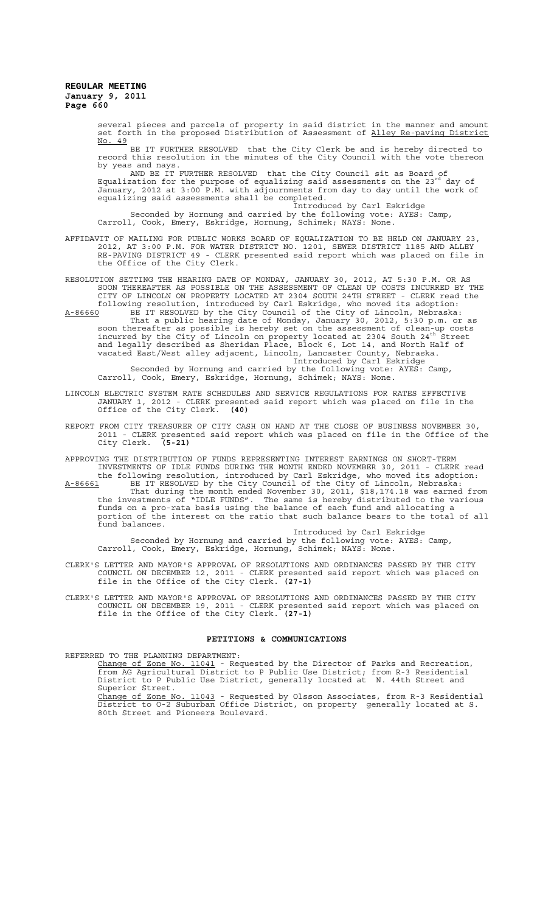several pieces and parcels of property in said district in the manner and amount set forth in the proposed Distribution of Assessment of Alley Re-paving District No. 49

BE IT FURTHER RESOLVED that the City Clerk be and is hereby directed to record this resolution in the minutes of the City Council with the vote thereon by yeas and nays.

AND BE IT FURTHER RESOLVED that the City Council sit as Board of Equalization for the purpose of equalizing said assessments on the 23rd day of January, 2012 at 3:00 P.M. with adjournments from day to day until the work of equalizing said assessments shall be completed.

Introduced by Carl Eskridge

Seconded by Hornung and carried by the following vote: AYES: Camp, Carroll, Cook, Emery, Eskridge, Hornung, Schimek; NAYS: None.

AFFIDAVIT OF MAILING FOR PUBLIC WORKS BOARD OF EQUALIZATION TO BE HELD ON JANUARY 23, 2012, AT 3:00 P.M. FOR WATER DISTRICT NO. 1201, SEWER DISTRICT 1185 AND ALLEY RE-PAVING DISTRICT 49 - CLERK presented said report which was placed on file in the Office of the City Clerk.

RESOLUTION SETTING THE HEARING DATE OF MONDAY, JANUARY 30, 2012, AT 5:30 P.M. OR AS SOON THEREAFTER AS POSSIBLE ON THE ASSESSMENT OF CLEAN UP COSTS INCURRED BY THE CITY OF LINCOLN ON PROPERTY LOCATED AT 2304 SOUTH 24TH STREET - CLERK read the following resolution, introduced by Carl Eskridge, who moved its adoption:

A-86660 BE IT RESOLVED by the City Council of the City of Lincoln, Nebraska:

That a public hearing date of Monday, January 30, 2012, 5:30 p.m. or as soon thereafter as possible is hereby set on the assessment of clean-up costs incurred by the City of Lincoln on property located at 2304 South 24th Street and legally described as Sheridan Place, Block 6, Lot 14, and North Half of vacated East/West alley adjacent, Lincoln, Lancaster County, Nebraska.

Introduced by Carl Eskridge

Seconded by Hornung and carried by the following vote: AYES: Camp, Carroll, Cook, Emery, Eskridge, Hornung, Schimek; NAYS: None.

LINCOLN ELECTRIC SYSTEM RATE SCHEDULES AND SERVICE REGULATIONS FOR RATES EFFECTIVE JANUARY 1, 2012 - CLERK presented said report which was placed on file in the Office of the City Clerk. **(40)**

REPORT FROM CITY TREASURER OF CITY CASH ON HAND AT THE CLOSE OF BUSINESS NOVEMBER 30, 2011 - CLERK presented said report which was placed on file in the Office of the City Clerk. **(5-21)**

APPROVING THE DISTRIBUTION OF FUNDS REPRESENTING INTEREST EARNINGS ON SHORT-TERM INVESTMENTS OF IDLE FUNDS DURING THE MONTH ENDED NOVEMBER 30, 2011 - CLERK read the following resolution, introduced by Carl Eskridge, who moved its adoption:

A-86661 BE IT RESOLVED by the City Council of the City of Lincoln, Nebraska:

That during the month ended November 30, 2011, $18,174.18 was earned from the investments of "IDLE FUNDS". The same is hereby distributed to the various funds on a pro-rata basis using the balance of each fund and allocating a portion of the interest on the ratio that such balance bears to the total of all fund balances.

Introduced by Carl Eskridge

Seconded by Hornung and carried by the following vote: AYES: Camp, Carroll, Cook, Emery, Eskridge, Hornung, Schimek; NAYS: None.

CLERK'S LETTER AND MAYOR'S APPROVAL OF RESOLUTIONS AND ORDINANCES PASSED BY THE CITY COUNCIL ON DECEMBER 12, 2011 - CLERK presented said report which was placed on file in the Office of the City Clerk. **(27-1)**

CLERK'S LETTER AND MAYOR'S APPROVAL OF RESOLUTIONS AND ORDINANCES PASSED BY THE CITY COUNCIL ON DECEMBER 19, 2011 - CLERK presented said report which was placed on file in the Office of the City Clerk. **(27-1)**

## PETITIONS & COMMUNICATIONS

REFERRED TO THE PLANNING DEPARTMENT:

Change of Zone No. 11041 - Requested by the Director of Parks and Recreation, from AG Agricultural District to P Public Use District; from R-3 Residential District to P Public Use District, generally located at N. 44th Street and Superior Street.

Change of Zone No. 11043 - Requested by Olsson Associates, from R-3 Residential District to O-2 Suburban Office District, on property generally located at S. 80th Street and Pioneers Boulevard.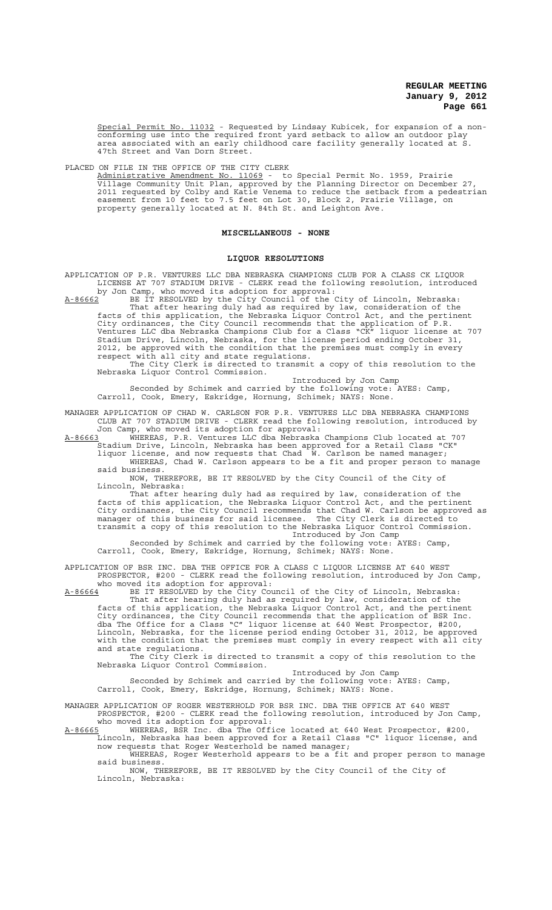Special Permit No. 11032 - Requested by Lindsay Kubicek, for expansion of a non-conforming use into the required front yard setback to allow an outdoor play area associated with an early childhood care facility generally located at S. 47th Street and Van Dorn Street.

PLACED ON FILE IN THE OFFICE OF THE CITY CLERK

Administrative Amendment No. 11069 - to Special Permit No. 1959, Prairie Village Community Unit Plan, approved by the Planning Director on December 27, 2011 requested by Colby and Katie Venema to reduce the setback from a pedestrian easement from 10 feet to 7.5 feet on Lot 30, Block 2, Prairie Village, on property generally located at N. 84th St. and Leighton Ave.

**MISCELLANEOUS - NONE**

**LIQUOR RESOLUTIONS**

APPLICATION OF P.R. VENTURES LLC DBA NEBRASKA CHAMPIONS CLUB FOR A CLASS CK LIQUOR LICENSE AT 707 STADIUM DRIVE - CLERK read the following resolution, introduced by Jon Camp, who moved its adoption for approval:

A-86662 BE IT RESOLVED by the City Council of the City of Lincoln, Nebraska:

That after hearing duly had as required by law, consideration of the facts of this application, the Nebraska Liquor Control Act, and the pertinent City ordinances, the City Council recommends that the application of P.R. Ventures LLC dba Nebraska Champions Club for a Class "CK" liquor license at 707 Stadium Drive, Lincoln, Nebraska, for the license period ending October 31, 2012, be approved with the condition that the premises must comply in every respect with all city and state regulations.

The City Clerk is directed to transmit a copy of this resolution to the Nebraska Liquor Control Commission.

Introduced by Jon Camp

Seconded by Schimek and carried by the following vote: AYES: Camp, Carroll, Cook, Emery, Eskridge, Hornung, Schimek; NAYS: None.

MANAGER APPLICATION OF CHAD W. CARLSON FOR P.R. VENTURES LLC DBA NEBRASKA CHAMPIONS CLUB AT 707 STADIUM DRIVE - CLERK read the following resolution, introduced by Jon Camp, who moved its adoption for approval:

A-86663 WHEREAS, P.R. Ventures LLC dba Nebraska Champions Club located at 707 Stadium Drive, Lincoln, Nebraska has been approved for a Retail Class "CK" liquor license, and now requests that Chad W. Carlson be named manager;

WHEREAS, Chad W. Carlson appears to be a fit and proper person to manage said business.

NOW, THEREFORE, BE IT RESOLVED by the City Council of the City of Lincoln, Nebraska:

That after hearing duly had as required by law, consideration of the facts of this application, the Nebraska Liquor Control Act, and the pertinent City ordinances, the City Council recommends that Chad W. Carlson be approved as manager of this business for said licensee. The City Clerk is directed to transmit a copy of this resolution to the Nebraska Liquor Control Commission.

Introduced by Jon Camp

Seconded by Schimek and carried by the following vote: AYES: Camp, Carroll, Cook, Emery, Eskridge, Hornung, Schimek; NAYS: None.

APPLICATION OF BSR INC. DBA THE OFFICE FOR A CLASS C LIQUOR LICENSE AT 640 WEST PROSPECTOR, #200 - CLERK read the following resolution, introduced by Jon Camp, who moved its adoption for approval:

A-86664 BE IT RESOLVED by the City Council of the City of Lincoln, Nebraska:

That after hearing duly had as required by law, consideration of the facts of this application, the Nebraska Liquor Control Act, and the pertinent City ordinances, the City Council recommends that the application of BSR Inc. dba The Office for a Class "C" liquor license at 640 West Prospector, #200, Lincoln, Nebraska, for the license period ending October 31, 2012, be approved with the condition that the premises must comply in every respect with all city and state regulations.

The City Clerk is directed to transmit a copy of this resolution to the Nebraska Liquor Control Commission.

Introduced by Jon Camp

Seconded by Schimek and carried by the following vote: AYES: Camp, Carroll, Cook, Emery, Eskridge, Hornung, Schimek; NAYS: None.

MANAGER APPLICATION OF ROGER WESTERHOLD FOR BSR INC. DBA THE OFFICE AT 640 WEST PROSPECTOR, #200 - CLERK read the following resolution, introduced by Jon Camp, who moved its adoption for approval:

A-86665 WHEREAS, BSR Inc. dba The Office located at 640 West Prospector, #200, Lincoln, Nebraska has been approved for a Retail Class "C" liquor license, and now requests that Roger Westerhold be named manager;

WHEREAS, Roger Westerhold appears to be a fit and proper person to manage said business.

NOW, THEREFORE, BE IT RESOLVED by the City Council of the City of Lincoln, Nebraska: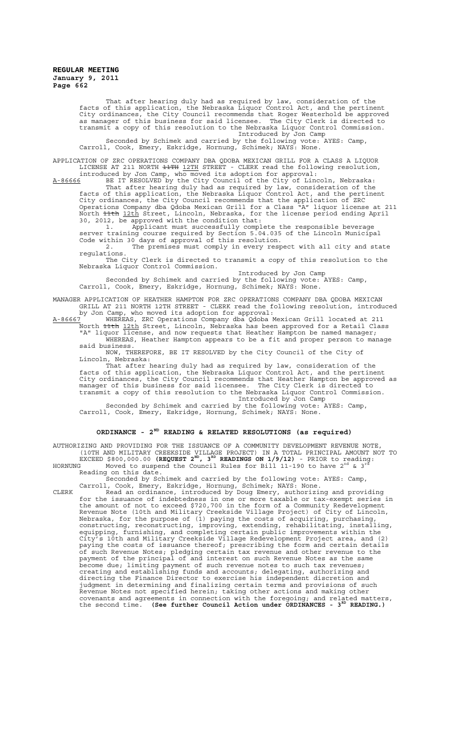That after hearing duly had as required by law, consideration of the facts of this application, the Nebraska Liquor Control Act, and the pertinent City ordinances, the City Council recommends that Roger Westerhold be approved as manager of this business for said licensee. The City Clerk is directed to transmit a copy of this resolution to the Nebraska Liquor Control Commission.

Introduced by Jon Camp

Seconded by Schimek and carried by the following vote: AYES: Camp, Carroll, Cook, Emery, Eskridge, Hornung, Schimek; NAYS: None.

APPLICATION OF ZRC OPERATIONS COMPANY DBA QDOBA MEXICAN GRILL FOR A CLASS A LIQUOR LICENSE AT 211 NORTH ~~11TH~~ 12TH STREET - CLERK read the following resolution, introduced by Jon Camp, who moved its adoption for approval:

A-86666 BE IT RESOLVED by the City Council of the City of Lincoln, Nebraska:

That after hearing duly had as required by law, consideration of the facts of this application, the Nebraska Liquor Control Act, and the pertinent City ordinances, the City Council recommends that the application of ZRC Operations Company dba Qdoba Mexican Grill for a Class "A" liquor license at 211 North ~~11th~~ 12th Street, Lincoln, Nebraska, for the license period ending April 30, 2012, be approved with the condition that:

1. Applicant must successfully complete the responsible beverage server training course required by Section 5.04.035 of the Lincoln Municipal Code within 30 days of approval of this resolution.
2. The premises must comply in every respect with all city and state regulations.

The City Clerk is directed to transmit a copy of this resolution to the Nebraska Liquor Control Commission.

Introduced by Jon Camp

Seconded by Schimek and carried by the following vote: AYES: Camp, Carroll, Cook, Emery, Eskridge, Hornung, Schimek; NAYS: None.

MANAGER APPLICATION OF HEATHER HAMPTON FOR ZRC OPERATIONS COMPANY DBA QDOBA MEXICAN GRILL AT 211 NORTH 12TH STREET - CLERK read the following resolution, introduced by Jon Camp, who moved its adoption for approval:

A-86667 WHEREAS, ZRC Operations Company dba Qdoba Mexican Grill located at 211 North ~~11th~~ 12th Street, Lincoln, Nebraska has been approved for a Retail Class "A" liquor license, and now requests that Heather Hampton be named manager;

WHEREAS, Heather Hampton appears to be a fit and proper person to manage said business.

NOW, THEREFORE, BE IT RESOLVED by the City Council of the City of Lincoln, Nebraska:

That after hearing duly had as required by law, consideration of the facts of this application, the Nebraska Liquor Control Act, and the pertinent City ordinances, the City Council recommends that Heather Hampton be approved as manager of this business for said licensee. The City Clerk is directed to transmit a copy of this resolution to the Nebraska Liquor Control Commission.

Introduced by Jon Camp

Seconded by Schimek and carried by the following vote: AYES: Camp, Carroll, Cook, Emery, Eskridge, Hornung, Schimek; NAYS: None.

## ORDINANCE - 2ND READING & RELATED RESOLUTIONS (as required)

AUTHORIZING AND PROVIDING FOR THE ISSUANCE OF A COMMUNITY DEVELOPMENT REVENUE NOTE, (10TH AND MILITARY CREEKSIDE VILLAGE PROJECT) IN A TOTAL PRINCIPAL AMOUNT NOT TO EXCEED $800,000.00 **(REQUEST 2ND, 3RD READINGS ON 1/9/12)** - PRIOR to reading:

HORNUNG Moved to suspend the Council Rules for Bill 11-190 to have 2nd & 3rd Reading on this date.

Seconded by Schimek and carried by the following vote: AYES: Camp, Carroll, Cook, Emery, Eskridge, Hornung, Schimek; NAYS: None.

CLERK Read an ordinance, introduced by Doug Emery, authorizing and providing for the issuance of indebtedness in one or more taxable or tax-exempt series in the amount of not to exceed $720,700 in the form of a Community Redevelopment Revenue Note (10th and Military Creekside Village Project) of City of Lincoln, Nebraska, for the purpose of (1) paying the costs of acquiring, purchasing, constructing, reconstructing, improving, extending, rehabilitating, installing, equipping, furnishing, and completing certain public improvements within the City's 10th and Military Creekside Village Redevelopment Project area, and (2) paying the costs of issuance thereof; prescribing the form and certain details of such Revenue Notes; pledging certain tax revenue and other revenue to the payment of the principal of and interest on such Revenue Notes as the same become due; limiting payment of such revenue notes to such tax revenues; creating and establishing funds and accounts; delegating, authorizing and directing the Finance Director to exercise his independent discretion and judgment in determining and finalizing certain terms and provisions of such Revenue Notes not specified herein; taking other actions and making other covenants and agreements in connection with the foregoing; and related matters, the second time. **(See further Council Action under ORDINANCES - 3RD READING.)**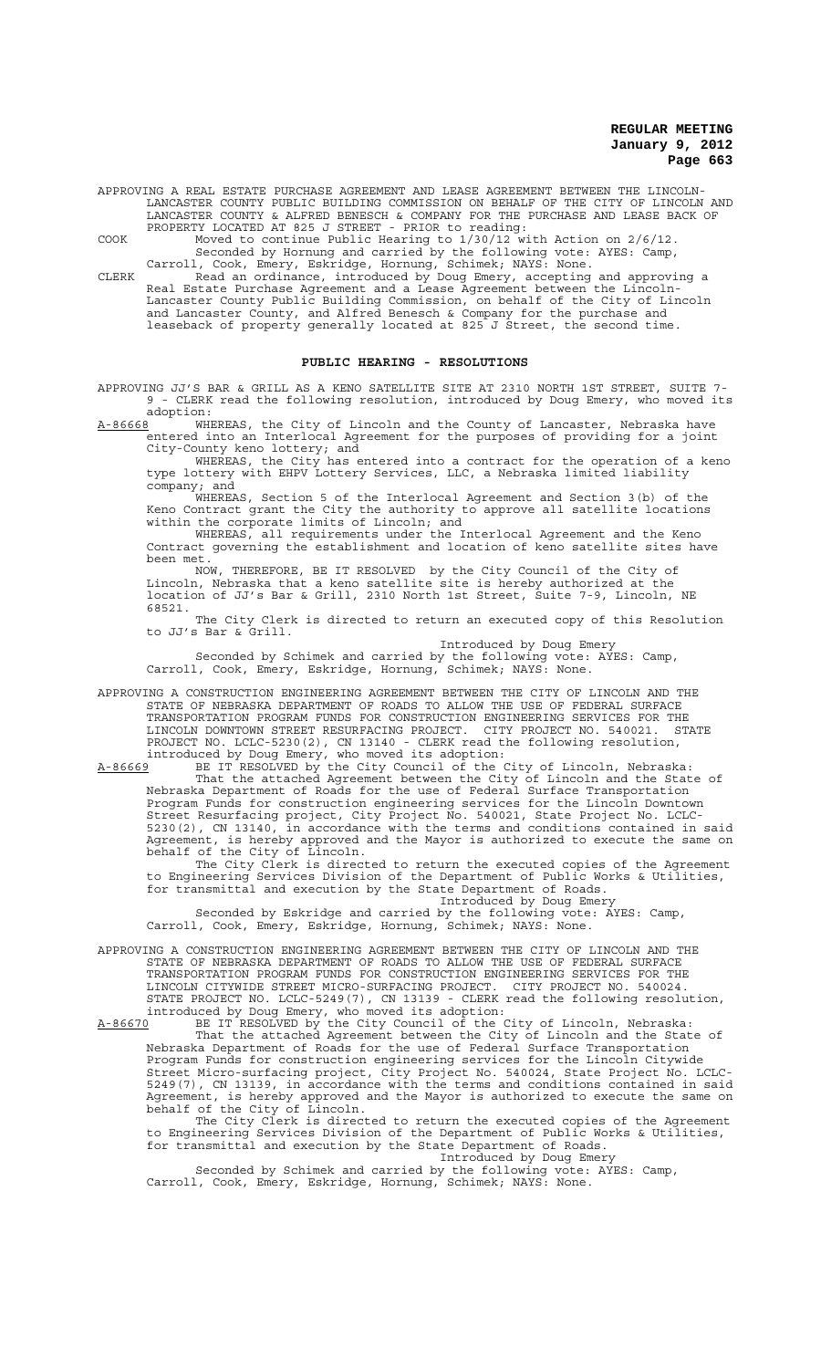APPROVING A REAL ESTATE PURCHASE AGREEMENT AND LEASE AGREEMENT BETWEEN THE LINCOLN-LANCASTER COUNTY PUBLIC BUILDING COMMISSION ON BEHALF OF THE CITY OF LINCOLN AND LANCASTER COUNTY & ALFRED BENESCH & COMPANY FOR THE PURCHASE AND LEASE BACK OF PROPERTY LOCATED AT 825 J STREET - PRIOR to reading:

COOK Moved to continue Public Hearing to 1/30/12 with Action on 2/6/12. Seconded by Hornung and carried by the following vote: AYES: Camp, Carroll, Cook, Emery, Eskridge, Hornung, Schimek; NAYS: None.

CLERK Read an ordinance, introduced by Doug Emery, accepting and approving a Real Estate Purchase Agreement and a Lease Agreement between the Lincoln-Lancaster County Public Building Commission, on behalf of the City of Lincoln and Lancaster County, and Alfred Benesch & Company for the purchase and leaseback of property generally located at 825 J Street, the second time.

## PUBLIC HEARING - RESOLUTIONS

APPROVING JJ'S BAR & GRILL AS A KENO SATELLITE SITE AT 2310 NORTH 1ST STREET, SUITE 7-9 - CLERK read the following resolution, introduced by Doug Emery, who moved its adoption:

A-86668 WHEREAS, the City of Lincoln and the County of Lancaster, Nebraska have entered into an Interlocal Agreement for the purposes of providing for a joint City-County keno lottery; and

WHEREAS, the City has entered into a contract for the operation of a keno type lottery with EHPV Lottery Services, LLC, a Nebraska limited liability company; and

WHEREAS, Section 5 of the Interlocal Agreement and Section 3(b) of the Keno Contract grant the City the authority to approve all satellite locations within the corporate limits of Lincoln; and

WHEREAS, all requirements under the Interlocal Agreement and the Keno Contract governing the establishment and location of keno satellite sites have been met.

NOW, THEREFORE, BE IT RESOLVED by the City Council of the City of Lincoln, Nebraska that a keno satellite site is hereby authorized at the location of JJ's Bar & Grill, 2310 North 1st Street, Suite 7-9, Lincoln, NE 68521.

The City Clerk is directed to return an executed copy of this Resolution to JJ's Bar & Grill.

Introduced by Doug Emery

Seconded by Schimek and carried by the following vote: AYES: Camp, Carroll, Cook, Emery, Eskridge, Hornung, Schimek; NAYS: None.

APPROVING A CONSTRUCTION ENGINEERING AGREEMENT BETWEEN THE CITY OF LINCOLN AND THE STATE OF NEBRASKA DEPARTMENT OF ROADS TO ALLOW THE USE OF FEDERAL SURFACE TRANSPORTATION PROGRAM FUNDS FOR CONSTRUCTION ENGINEERING SERVICES FOR THE LINCOLN DOWNTOWN STREET RESURFACING PROJECT. CITY PROJECT NO. 540021. STATE PROJECT NO. LCLC-5230(2), CN 13140 - CLERK read the following resolution, introduced by Doug Emery, who moved its adoption:

A-86669 BE IT RESOLVED by the City Council of the City of Lincoln, Nebraska:

That the attached Agreement between the City of Lincoln and the State of Nebraska Department of Roads for the use of Federal Surface Transportation Program Funds for construction engineering services for the Lincoln Downtown Street Resurfacing project, City Project No. 540021, State Project No. LCLC-5230(2), CN 13140, in accordance with the terms and conditions contained in said Agreement, is hereby approved and the Mayor is authorized to execute the same on behalf of the City of Lincoln.

The City Clerk is directed to return the executed copies of the Agreement to Engineering Services Division of the Department of Public Works & Utilities, for transmittal and execution by the State Department of Roads.

Introduced by Doug Emery

Seconded by Eskridge and carried by the following vote: AYES: Camp, Carroll, Cook, Emery, Eskridge, Hornung, Schimek; NAYS: None.

APPROVING A CONSTRUCTION ENGINEERING AGREEMENT BETWEEN THE CITY OF LINCOLN AND THE STATE OF NEBRASKA DEPARTMENT OF ROADS TO ALLOW THE USE OF FEDERAL SURFACE TRANSPORTATION PROGRAM FUNDS FOR CONSTRUCTION ENGINEERING SERVICES FOR THE LINCOLN CITYWIDE STREET MICRO-SURFACING PROJECT. CITY PROJECT NO. 540024. STATE PROJECT NO. LCLC-5249(7), CN 13139 - CLERK read the following resolution, introduced by Doug Emery, who moved its adoption:

A-86670 BE IT RESOLVED by the City Council of the City of Lincoln, Nebraska:

That the attached Agreement between the City of Lincoln and the State of Nebraska Department of Roads for the use of Federal Surface Transportation Program Funds for construction engineering services for the Lincoln Citywide Street Micro-surfacing project, City Project No. 540024, State Project No. LCLC-5249(7), CN 13139, in accordance with the terms and conditions contained in said Agreement, is hereby approved and the Mayor is authorized to execute the same on behalf of the City of Lincoln.

The City Clerk is directed to return the executed copies of the Agreement to Engineering Services Division of the Department of Public Works & Utilities, for transmittal and execution by the State Department of Roads.

Introduced by Doug Emery

Seconded by Schimek and carried by the following vote: AYES: Camp, Carroll, Cook, Emery, Eskridge, Hornung, Schimek; NAYS: None.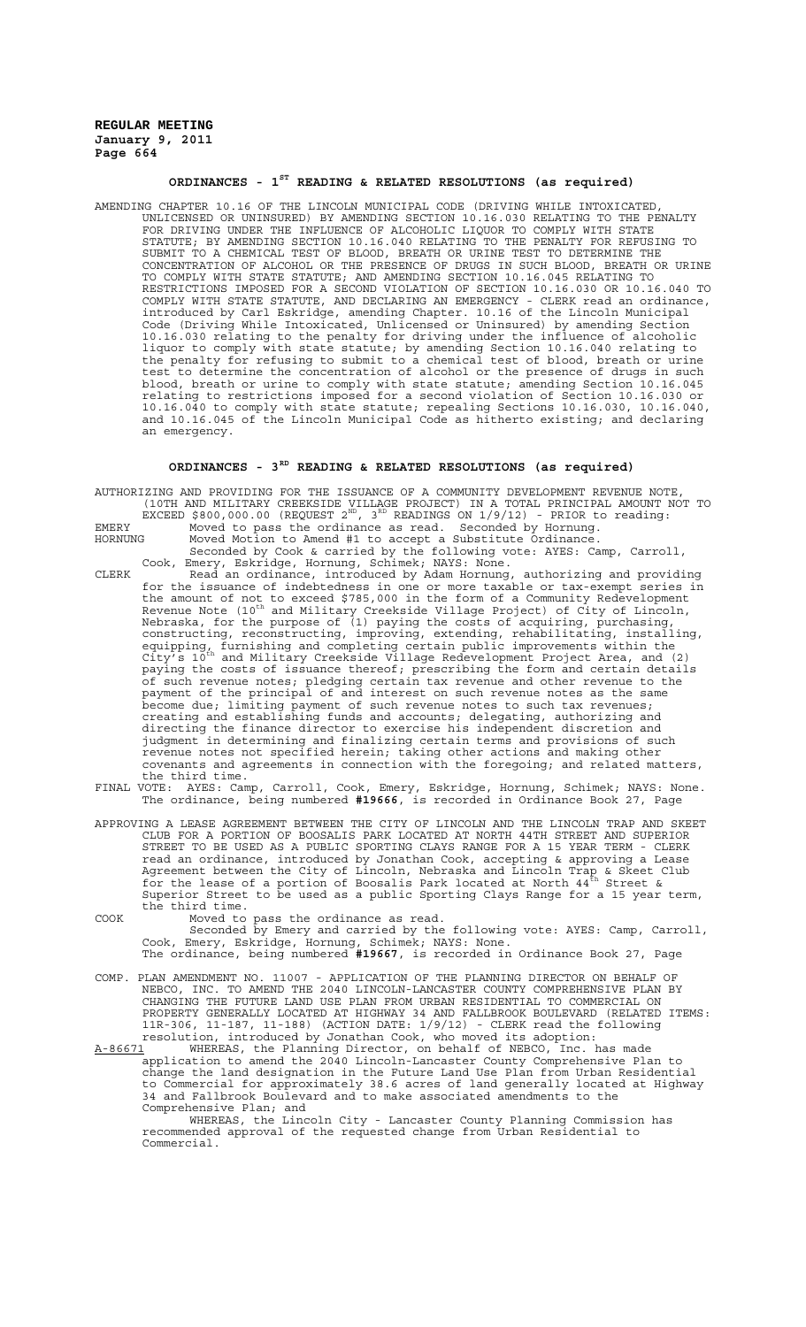## ORDINANCES - 1ST READING & RELATED RESOLUTIONS (as required)

AMENDING CHAPTER 10.16 OF THE LINCOLN MUNICIPAL CODE (DRIVING WHILE INTOXICATED, UNLICENSED OR UNINSURED) BY AMENDING SECTION 10.16.030 RELATING TO THE PENALTY FOR DRIVING UNDER THE INFLUENCE OF ALCOHOLIC LIQUOR TO COMPLY WITH STATE STATUTE; BY AMENDING SECTION 10.16.040 RELATING TO THE PENALTY FOR REFUSING TO SUBMIT TO A CHEMICAL TEST OF BLOOD, BREATH OR URINE TEST TO DETERMINE THE CONCENTRATION OF ALCOHOL OR THE PRESENCE OF DRUGS IN SUCH BLOOD, BREATH OR URINE TO COMPLY WITH STATE STATUTE; AND AMENDING SECTION 10.16.045 RELATING TO RESTRICTIONS IMPOSED FOR A SECOND VIOLATION OF SECTION 10.16.030 OR 10.16.040 TO COMPLY WITH STATE STATUTE, AND DECLARING AN EMERGENCY - CLERK read an ordinance, introduced by Carl Eskridge, amending Chapter. 10.16 of the Lincoln Municipal Code (Driving While Intoxicated, Unlicensed or Uninsured) by amending Section 10.16.030 relating to the penalty for driving under the influence of alcoholic liquor to comply with state statute; by amending Section 10.16.040 relating to the penalty for refusing to submit to a chemical test of blood, breath or urine test to determine the concentration of alcohol or the presence of drugs in such blood, breath or urine to comply with state statute; amending Section 10.16.045 relating to restrictions imposed for a second violation of Section 10.16.030 or 10.16.040 to comply with state statute; repealing Sections 10.16.030, 10.16.040, and 10.16.045 of the Lincoln Municipal Code as hitherto existing; and declaring an emergency.

## ORDINANCES - 3RD READING & RELATED RESOLUTIONS (as required)

AUTHORIZING AND PROVIDING FOR THE ISSUANCE OF A COMMUNITY DEVELOPMENT REVENUE NOTE, (10TH AND MILITARY CREEKSIDE VILLAGE PROJECT) IN A TOTAL PRINCIPAL AMOUNT NOT TO EXCEED $800,000.00 (REQUEST 2ND, 3RD READINGS ON 1/9/12) - PRIOR to reading:

EMERY Moved to pass the ordinance as read. Seconded by Hornung.

HORNUNG Moved Motion to Amend #1 to accept a Substitute Ordinance.
Seconded by Cook & carried by the following vote: AYES: Camp, Carroll, Cook, Emery, Eskridge, Hornung, Schimek; NAYS: None.

CLERK Read an ordinance, introduced by Adam Hornung, authorizing and providing for the issuance of indebtedness in one or more taxable or tax-exempt series in the amount of not to exceed $785,000 in the form of a Community Redevelopment Revenue Note (10th and Military Creekside Village Project) of City of Lincoln, Nebraska, for the purpose of (1) paying the costs of acquiring, purchasing, constructing, reconstructing, improving, extending, rehabilitating, installing, equipping, furnishing and completing certain public improvements within the City's 10th and Military Creekside Village Redevelopment Project Area, and (2) paying the costs of issuance thereof; prescribing the form and certain details of such revenue notes; pledging certain tax revenue and other revenue to the payment of the principal of and interest on such revenue notes as the same become due; limiting payment of such revenue notes to such tax revenues; creating and establishing funds and accounts; delegating, authorizing and directing the finance director to exercise his independent discretion and judgment in determining and finalizing certain terms and provisions of such revenue notes not specified herein; taking other actions and making other covenants and agreements in connection with the foregoing; and related matters, the third time.

FINAL VOTE: AYES: Camp, Carroll, Cook, Emery, Eskridge, Hornung, Schimek; NAYS: None.
The ordinance, being numbered **#19666**, is recorded in Ordinance Book 27, Page

APPROVING A LEASE AGREEMENT BETWEEN THE CITY OF LINCOLN AND THE LINCOLN TRAP AND SKEET CLUB FOR A PORTION OF BOOSALIS PARK LOCATED AT NORTH 44TH STREET AND SUPERIOR STREET TO BE USED AS A PUBLIC SPORTING CLAYS RANGE FOR A 15 YEAR TERM - CLERK read an ordinance, introduced by Jonathan Cook, accepting & approving a Lease Agreement between the City of Lincoln, Nebraska and Lincoln Trap & Skeet Club for the lease of a portion of Boosalis Park located at North 44th Street & Superior Street to be used as a public Sporting Clays Range for a 15 year term, the third time.

COOK Moved to pass the ordinance as read.
Seconded by Emery and carried by the following vote: AYES: Camp, Carroll, Cook, Emery, Eskridge, Hornung, Schimek; NAYS: None.
The ordinance, being numbered **#19667**, is recorded in Ordinance Book 27, Page

COMP. PLAN AMENDMENT NO. 11007 - APPLICATION OF THE PLANNING DIRECTOR ON BEHALF OF NEBCO, INC. TO AMEND THE 2040 LINCOLN-LANCASTER COUNTY COMPREHENSIVE PLAN BY CHANGING THE FUTURE LAND USE PLAN FROM URBAN RESIDENTIAL TO COMMERCIAL ON PROPERTY GENERALLY LOCATED AT HIGHWAY 34 AND FALLBROOK BOULEVARD (RELATED ITEMS: 11R-306, 11-187, 11-188) (ACTION DATE: 1/9/12) - CLERK read the following resolution, introduced by Jonathan Cook, who moved its adoption:

A-86671 WHEREAS, the Planning Director, on behalf of NEBCO, Inc. has made application to amend the 2040 Lincoln-Lancaster County Comprehensive Plan to change the land designation in the Future Land Use Plan from Urban Residential to Commercial for approximately 38.6 acres of land generally located at Highway 34 and Fallbrook Boulevard and to make associated amendments to the Comprehensive Plan; and

WHEREAS, the Lincoln City - Lancaster County Planning Commission has recommended approval of the requested change from Urban Residential to Commercial.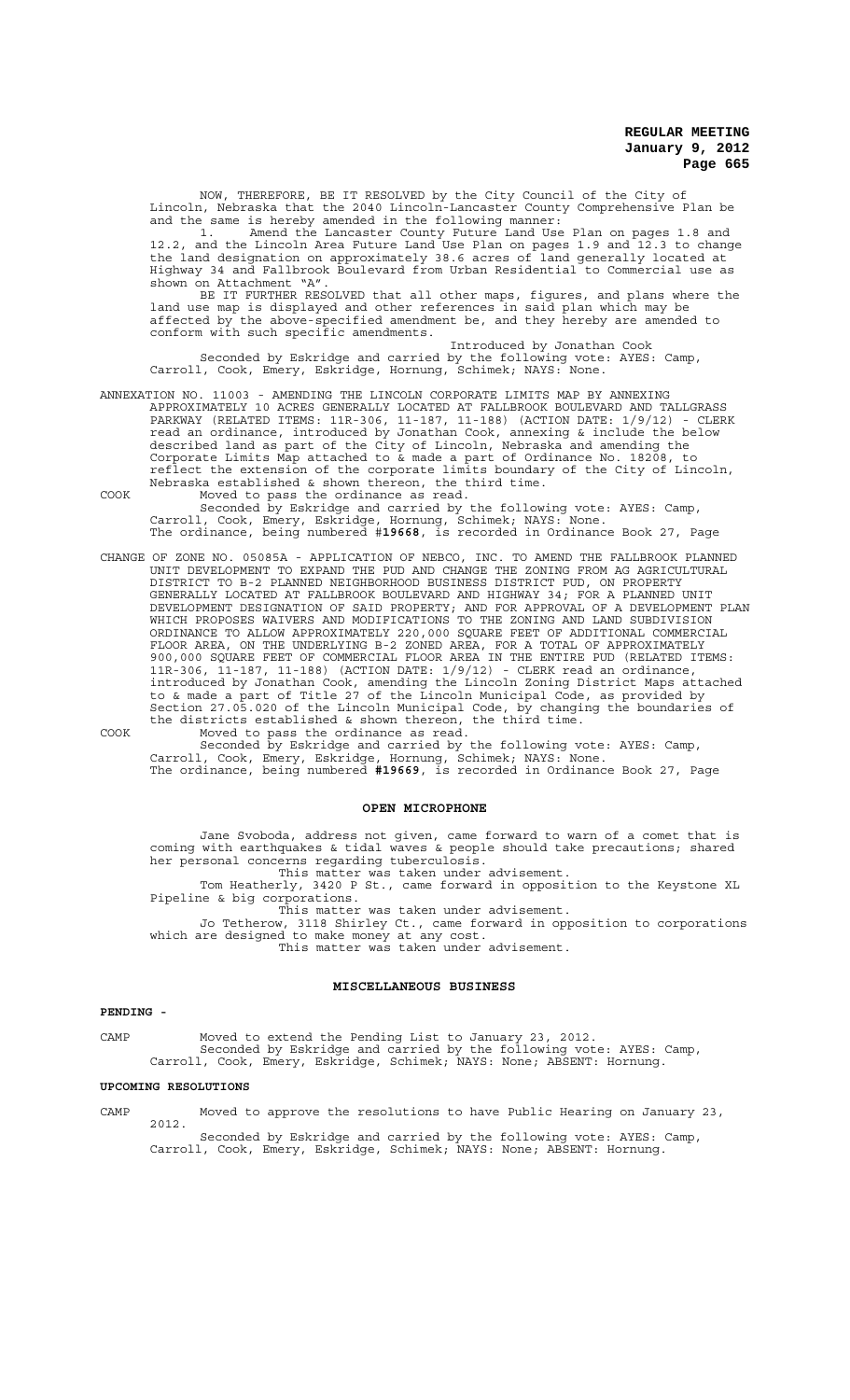NOW, THEREFORE, BE IT RESOLVED by the City Council of the City of Lincoln, Nebraska that the 2040 Lincoln-Lancaster County Comprehensive Plan be and the same is hereby amended in the following manner:

1. Amend the Lancaster County Future Land Use Plan on pages 1.8 and 12.2, and the Lincoln Area Future Land Use Plan on pages 1.9 and 12.3 to change the land designation on approximately 38.6 acres of land generally located at Highway 34 and Fallbrook Boulevard from Urban Residential to Commercial use as shown on Attachment "A".

BE IT FURTHER RESOLVED that all other maps, figures, and plans where the land use map is displayed and other references in said plan which may be affected by the above-specified amendment be, and they hereby are amended to conform with such specific amendments.

Introduced by Jonathan Cook

Seconded by Eskridge and carried by the following vote: AYES: Camp, Carroll, Cook, Emery, Eskridge, Hornung, Schimek; NAYS: None.

ANNEXATION NO. 11003 - AMENDING THE LINCOLN CORPORATE LIMITS MAP BY ANNEXING APPROXIMATELY 10 ACRES GENERALLY LOCATED AT FALLBROOK BOULEVARD AND TALLGRASS PARKWAY (RELATED ITEMS: 11R-306, 11-187, 11-188) (ACTION DATE: 1/9/12) - CLERK read an ordinance, introduced by Jonathan Cook, annexing & include the below described land as part of the City of Lincoln, Nebraska and amending the Corporate Limits Map attached to & made a part of Ordinance No. 18208, to reflect the extension of the corporate limits boundary of the City of Lincoln, Nebraska established & shown thereon, the third time.

COOK Moved to pass the ordinance as read.

Seconded by Eskridge and carried by the following vote: AYES: Camp, Carroll, Cook, Emery, Eskridge, Hornung, Schimek; NAYS: None.

The ordinance, being numbered **#19668**, is recorded in Ordinance Book 27, Page

CHANGE OF ZONE NO. 05085A - APPLICATION OF NEBCO, INC. TO AMEND THE FALLBROOK PLANNED UNIT DEVELOPMENT TO EXPAND THE PUD AND CHANGE THE ZONING FROM AG AGRICULTURAL DISTRICT TO B-2 PLANNED NEIGHBORHOOD BUSINESS DISTRICT PUD, ON PROPERTY GENERALLY LOCATED AT FALLBROOK BOULEVARD AND HIGHWAY 34; FOR A PLANNED UNIT DEVELOPMENT DESIGNATION OF SAID PROPERTY; AND FOR APPROVAL OF A DEVELOPMENT PLAN WHICH PROPOSES WAIVERS AND MODIFICATIONS TO THE ZONING AND LAND SUBDIVISION ORDINANCE TO ALLOW APPROXIMATELY 220,000 SQUARE FEET OF ADDITIONAL COMMERCIAL FLOOR AREA, ON THE UNDERLYING B-2 ZONED AREA, FOR A TOTAL OF APPROXIMATELY 900,000 SQUARE FEET OF COMMERCIAL FLOOR AREA IN THE ENTIRE PUD (RELATED ITEMS: 11R-306, 11-187, 11-188) (ACTION DATE: 1/9/12) - CLERK read an ordinance, introduced by Jonathan Cook, amending the Lincoln Zoning District Maps attached to & made a part of Title 27 of the Lincoln Municipal Code, as provided by Section 27.05.020 of the Lincoln Municipal Code, by changing the boundaries of the districts established & shown thereon, the third time.

COOK Moved to pass the ordinance as read.

Seconded by Eskridge and carried by the following vote: AYES: Camp, Carroll, Cook, Emery, Eskridge, Hornung, Schimek; NAYS: None.

The ordinance, being numbered **#19669**, is recorded in Ordinance Book 27, Page

## OPEN MICROPHONE

Jane Svoboda, address not given, came forward to warn of a comet that is coming with earthquakes & tidal waves & people should take precautions; shared her personal concerns regarding tuberculosis.

This matter was taken under advisement.

Tom Heatherly, 3420 P St., came forward in opposition to the Keystone XL Pipeline & big corporations.

This matter was taken under advisement.

Jo Tetherow, 3118 Shirley Ct., came forward in opposition to corporations which are designed to make money at any cost.

This matter was taken under advisement.

## MISCELLANEOUS BUSINESS

**PENDING -**

CAMP Moved to extend the Pending List to January 23, 2012.

Seconded by Eskridge and carried by the following vote: AYES: Camp, Carroll, Cook, Emery, Eskridge, Schimek; NAYS: None; ABSENT: Hornung.

**UPCOMING RESOLUTIONS**

CAMP Moved to approve the resolutions to have Public Hearing on January 23, 2012.

Seconded by Eskridge and carried by the following vote: AYES: Camp, Carroll, Cook, Emery, Eskridge, Schimek; NAYS: None; ABSENT: Hornung.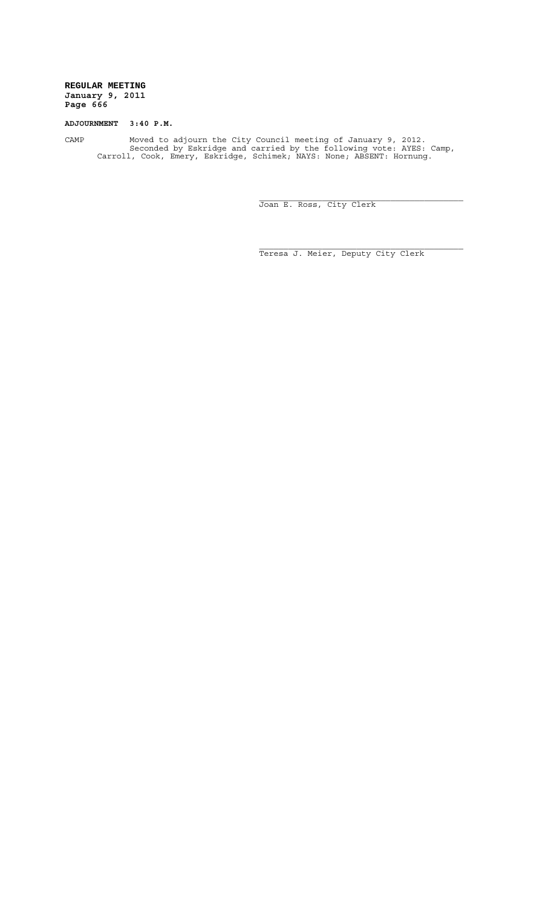**ADJOURNMENT 3:40 P.M.**

CAMP Moved to adjourn the City Council meeting of January 9, 2012. Seconded by Eskridge and carried by the following vote: AYES: Camp, Carroll, Cook, Emery, Eskridge, Schimek; NAYS: None; ABSENT: Hornung.

\_\_\_\_\_\_\_\_\_\_\_\_\_\_\_\_\_\_\_\_\_\_\_\_\_\_\_\_\_\_\_\_\_\_\_\_\_\_\_\_

Joan E. Ross, City Clerk

\_\_\_\_\_\_\_\_\_\_\_\_\_\_\_\_\_\_\_\_\_\_\_\_\_\_\_\_\_\_\_\_\_\_\_\_\_\_\_\_

Teresa J. Meier, Deputy City Clerk